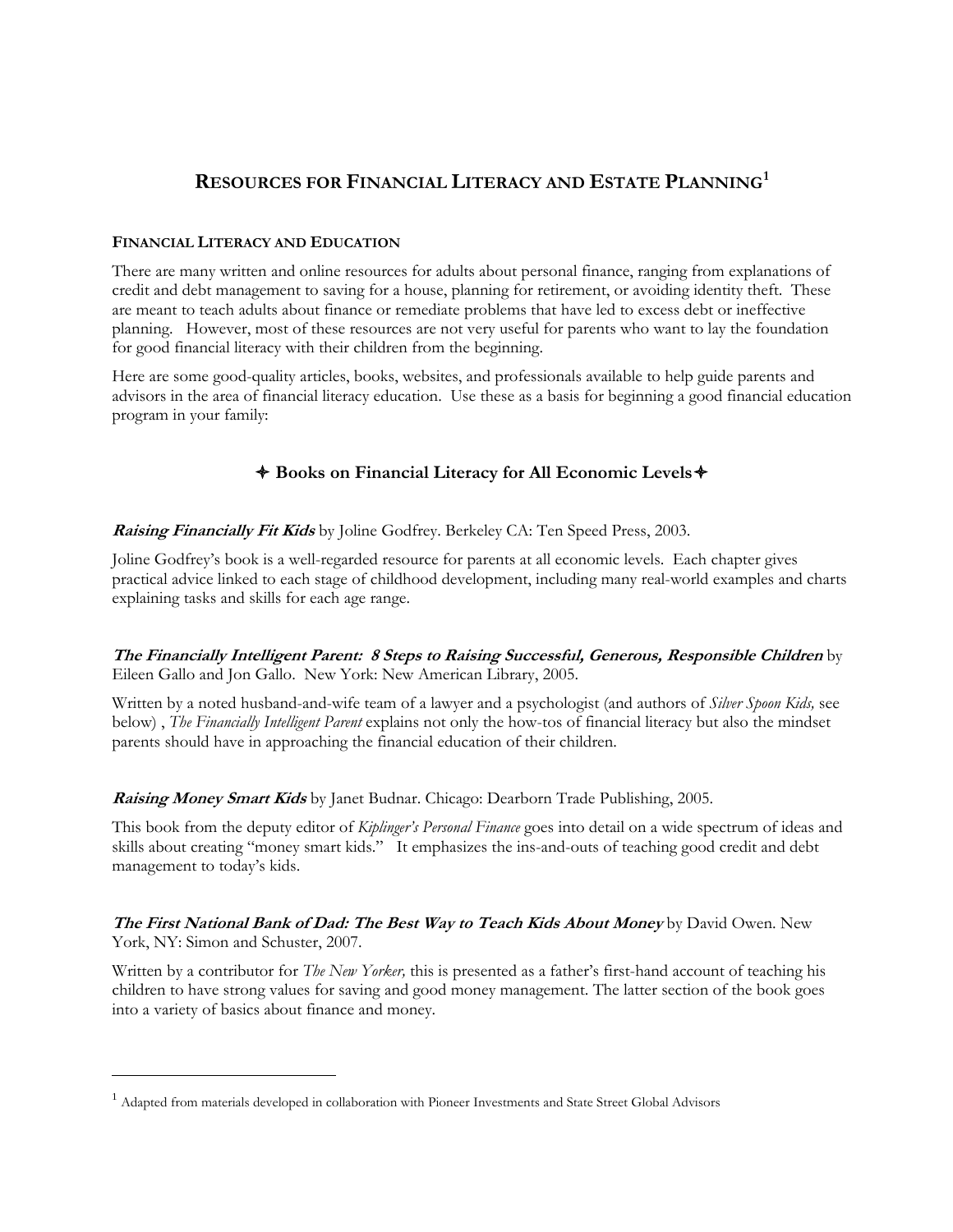# RESOURCES FOR FINANCIAL LITERACY AND ESTATE PLANNING[1]

### FINANCIAL LITERACY AND EDUCATION

There are many written and online resources for adults about personal finance, ranging from explanations of credit and debt management to saving for a house, planning for retirement, or avoiding identity theft. These are meant to teach adults about finance or remediate problems that have led to excess debt or ineffective planning. However, most of these resources are not very useful for parents who want to lay the foundation for good financial literacy with their children from the beginning.

Here are some good-quality articles, books, websites, and professionals available to help guide parents and advisors in the area of financial literacy education. Use these as a basis for beginning a good financial education program in your family:

## ✦ Books on Financial Literacy for All Economic Levels ✦

***Raising Financially Fit Kids*** by Joline Godfrey. Berkeley CA: Ten Speed Press, 2003.

Joline Godfrey's book is a well-regarded resource for parents at all economic levels. Each chapter gives practical advice linked to each stage of childhood development, including many real-world examples and charts explaining tasks and skills for each age range.

***The Financially Intelligent Parent: 8 Steps to Raising Successful, Generous, Responsible Children*** by Eileen Gallo and Jon Gallo. New York: New American Library, 2005.

Written by a noted husband-and-wife team of a lawyer and a psychologist (and authors of *Silver Spoon Kids,* see below) , *The Financially Intelligent Parent* explains not only the how-tos of financial literacy but also the mindset parents should have in approaching the financial education of their children.

***Raising Money Smart Kids*** by Janet Budnar. Chicago: Dearborn Trade Publishing, 2005.

This book from the deputy editor of *Kiplinger's Personal Finance* goes into detail on a wide spectrum of ideas and skills about creating "money smart kids." It emphasizes the ins-and-outs of teaching good credit and debt management to today's kids.

***The First National Bank of Dad: The Best Way to Teach Kids About Money*** by David Owen. New York, NY: Simon and Schuster, 2007.

Written by a contributor for *The New Yorker,* this is presented as a father's first-hand account of teaching his children to have strong values for saving and good money management. The latter section of the book goes into a variety of basics about finance and money.

---

[1] Adapted from materials developed in collaboration with Pioneer Investments and State Street Global Advisors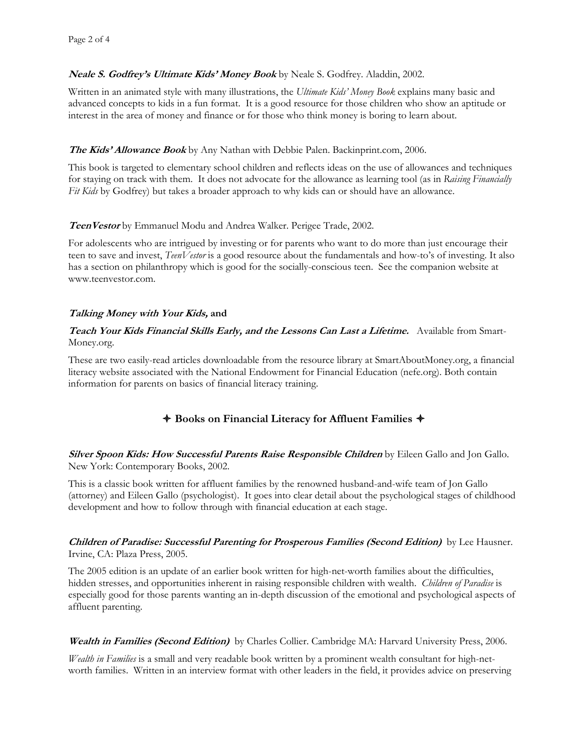***Neale S. Godfrey's Ultimate Kids' Money Book*** by Neale S. Godfrey. Aladdin, 2002.

Written in an animated style with many illustrations, the *Ultimate Kids' Money Book* explains many basic and advanced concepts to kids in a fun format. It is a good resource for those children who show an aptitude or interest in the area of money and finance or for those who think money is boring to learn about.

***The Kids' Allowance Book*** by Any Nathan with Debbie Palen. Backinprint.com, 2006.

This book is targeted to elementary school children and reflects ideas on the use of allowances and techniques for staying on track with them. It does not advocate for the allowance as learning tool (as in *Raising Financially Fit Kids* by Godfrey) but takes a broader approach to why kids can or should have an allowance.

***TeenVestor*** by Emmanuel Modu and Andrea Walker. Perigee Trade, 2002.

For adolescents who are intrigued by investing or for parents who want to do more than just encourage their teen to save and invest, *TeenVestor* is a good resource about the fundamentals and how-to's of investing. It also has a section on philanthropy which is good for the socially-conscious teen. See the companion website at www.teenvestor.com.

***Talking Money with Your Kids,*** **and**

***Teach Your Kids Financial Skills Early, and the Lessons Can Last a Lifetime.*** Available from Smart-Money.org.

These are two easily-read articles downloadable from the resource library at SmartAboutMoney.org, a financial literacy website associated with the National Endowment for Financial Education (nefe.org). Both contain information for parents on basics of financial literacy training.

## ✦ Books on Financial Literacy for Affluent Families ✦

***Silver Spoon Kids: How Successful Parents Raise Responsible Children*** by Eileen Gallo and Jon Gallo. New York: Contemporary Books, 2002.

This is a classic book written for affluent families by the renowned husband-and-wife team of Jon Gallo (attorney) and Eileen Gallo (psychologist). It goes into clear detail about the psychological stages of childhood development and how to follow through with financial education at each stage.

***Children of Paradise: Successful Parenting for Prosperous Families (Second Edition)*** by Lee Hausner. Irvine, CA: Plaza Press, 2005.

The 2005 edition is an update of an earlier book written for high-net-worth families about the difficulties, hidden stresses, and opportunities inherent in raising responsible children with wealth. *Children of Paradise* is especially good for those parents wanting an in-depth discussion of the emotional and psychological aspects of affluent parenting.

***Wealth in Families (Second Edition)*** by Charles Collier. Cambridge MA: Harvard University Press, 2006.

*Wealth in Families* is a small and very readable book written by a prominent wealth consultant for high-net-worth families. Written in an interview format with other leaders in the field, it provides advice on preserving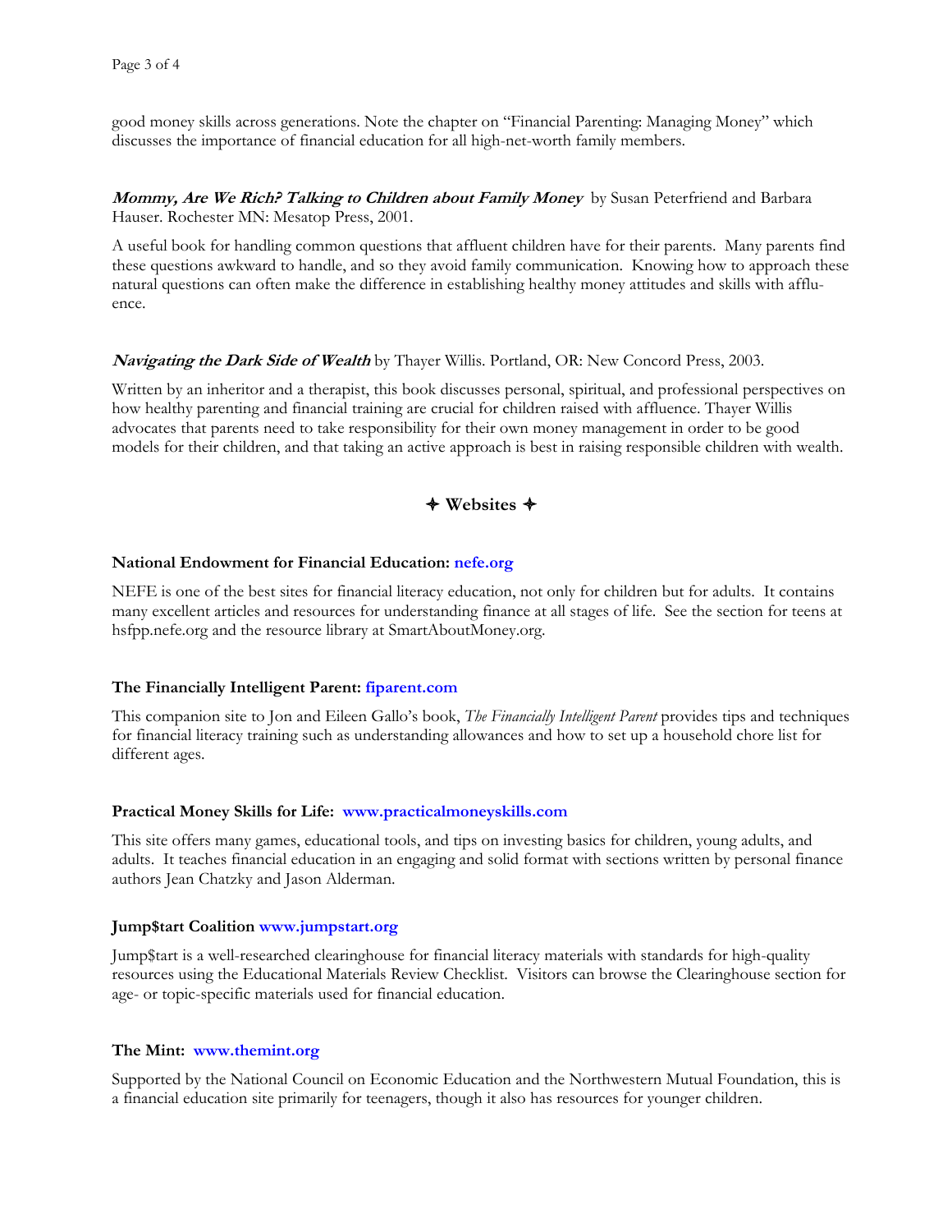good money skills across generations. Note the chapter on "Financial Parenting: Managing Money" which discusses the importance of financial education for all high-net-worth family members.

***Mommy, Are We Rich? Talking to Children about Family Money*** by Susan Peterfriend and Barbara Hauser. Rochester MN: Mesatop Press, 2001.

A useful book for handling common questions that affluent children have for their parents. Many parents find these questions awkward to handle, and so they avoid family communication. Knowing how to approach these natural questions can often make the difference in establishing healthy money attitudes and skills with affluence.

***Navigating the Dark Side of Wealth*** by Thayer Willis. Portland, OR: New Concord Press, 2003.

Written by an inheritor and a therapist, this book discusses personal, spiritual, and professional perspectives on how healthy parenting and financial training are crucial for children raised with affluence. Thayer Willis advocates that parents need to take responsibility for their own money management in order to be good models for their children, and that taking an active approach is best in raising responsible children with wealth.

## ✦ Websites ✦

**National Endowment for Financial Education: nefe.org**

NEFE is one of the best sites for financial literacy education, not only for children but for adults. It contains many excellent articles and resources for understanding finance at all stages of life. See the section for teens at hsfpp.nefe.org and the resource library at SmartAboutMoney.org.

**The Financially Intelligent Parent: fiparent.com**

This companion site to Jon and Eileen Gallo's book, *The Financially Intelligent Parent* provides tips and techniques for financial literacy training such as understanding allowances and how to set up a household chore list for different ages.

**Practical Money Skills for Life: www.practicalmoneyskills.com**

This site offers many games, educational tools, and tips on investing basics for children, young adults, and adults. It teaches financial education in an engaging and solid format with sections written by personal finance authors Jean Chatzky and Jason Alderman.

**Jump$tart Coalition www.jumpstart.org**

Jump$tart is a well-researched clearinghouse for financial literacy materials with standards for high-quality resources using the Educational Materials Review Checklist. Visitors can browse the Clearinghouse section for age- or topic-specific materials used for financial education.

**The Mint: www.themint.org**

Supported by the National Council on Economic Education and the Northwestern Mutual Foundation, this is a financial education site primarily for teenagers, though it also has resources for younger children.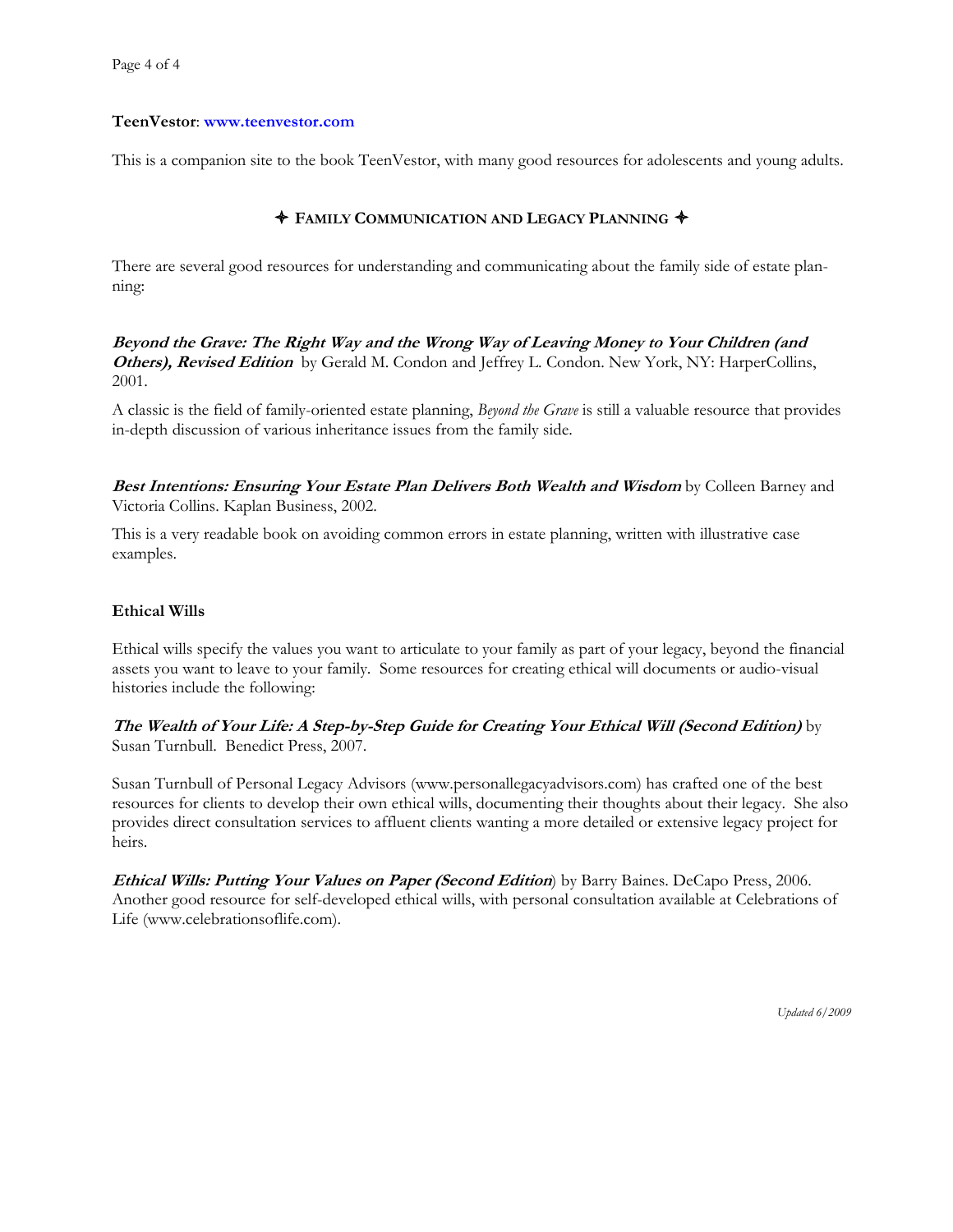**TeenVestor**: www.teenvestor.com

This is a companion site to the book TeenVestor, with many good resources for adolescents and young adults.

## ✦ Family Communication and Legacy Planning ✦

There are several good resources for understanding and communicating about the family side of estate planning:

***Beyond the Grave: The Right Way and the Wrong Way of Leaving Money to Your Children (and Others), Revised Edition*** by Gerald M. Condon and Jeffrey L. Condon. New York, NY: HarperCollins, 2001.

A classic is the field of family-oriented estate planning, *Beyond the Grave* is still a valuable resource that provides in-depth discussion of various inheritance issues from the family side.

***Best Intentions: Ensuring Your Estate Plan Delivers Both Wealth and Wisdom*** by Colleen Barney and Victoria Collins. Kaplan Business, 2002.

This is a very readable book on avoiding common errors in estate planning, written with illustrative case examples.

### Ethical Wills

Ethical wills specify the values you want to articulate to your family as part of your legacy, beyond the financial assets you want to leave to your family. Some resources for creating ethical will documents or audio-visual histories include the following:

***The Wealth of Your Life: A Step-by-Step Guide for Creating Your Ethical Will (Second Edition)*** by Susan Turnbull. Benedict Press, 2007.

Susan Turnbull of Personal Legacy Advisors (www.personallegacyadvisors.com) has crafted one of the best resources for clients to develop their own ethical wills, documenting their thoughts about their legacy. She also provides direct consultation services to affluent clients wanting a more detailed or extensive legacy project for heirs.

***Ethical Wills: Putting Your Values on Paper (Second Edition***) by Barry Baines. DeCapo Press, 2006. Another good resource for self-developed ethical wills, with personal consultation available at Celebrations of Life (www.celebrationsoflife.com).

*Updated 6/2009*